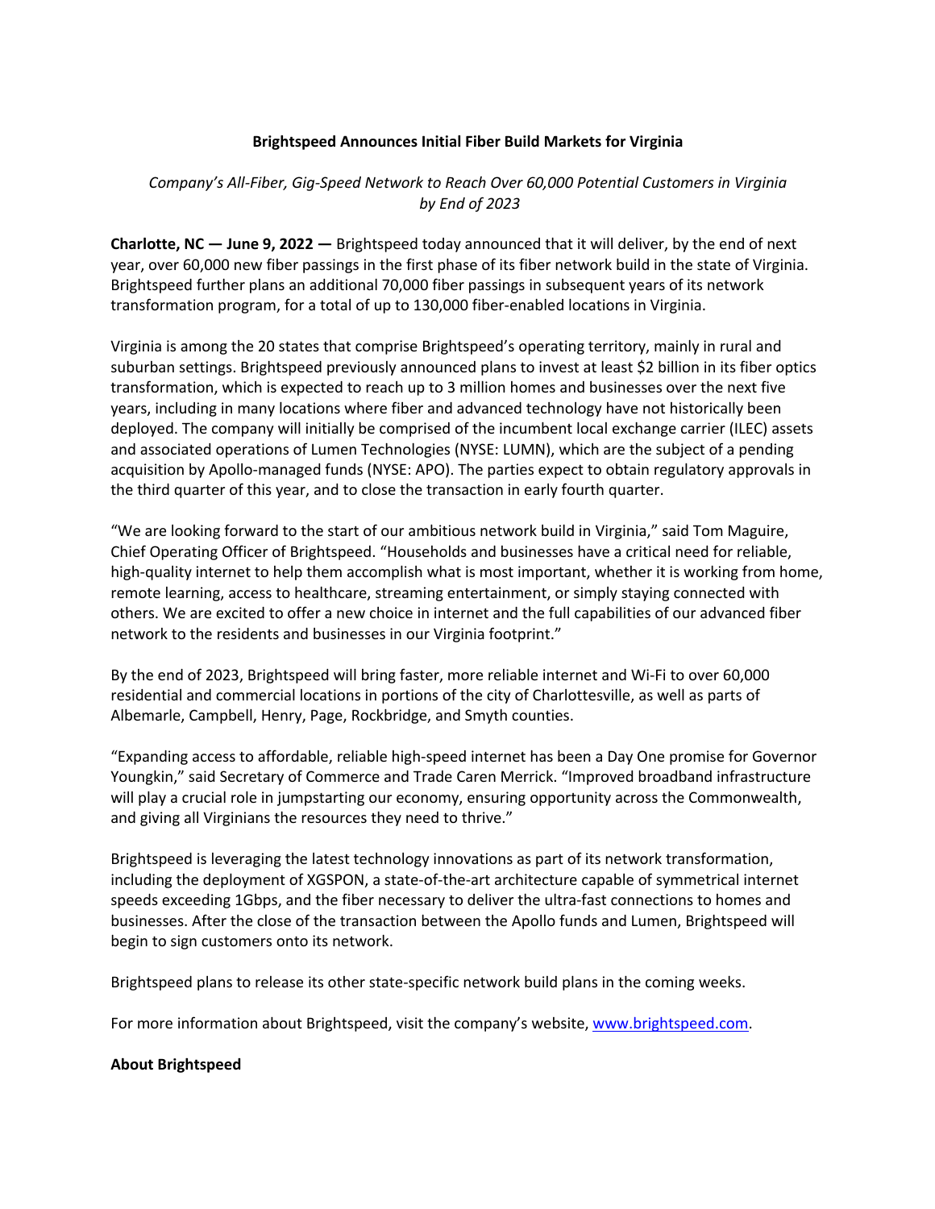# Brightspeed Announces Initial Fiber Build Markets for Virginia

*Company's All-Fiber, Gig-Speed Network to Reach Over 60,000 Potential Customers in Virginia by End of 2023*

**Charlotte, NC — June 9, 2022 —** Brightspeed today announced that it will deliver, by the end of next year, over 60,000 new fiber passings in the first phase of its fiber network build in the state of Virginia. Brightspeed further plans an additional 70,000 fiber passings in subsequent years of its network transformation program, for a total of up to 130,000 fiber-enabled locations in Virginia.

Virginia is among the 20 states that comprise Brightspeed's operating territory, mainly in rural and suburban settings. Brightspeed previously announced plans to invest at least $2 billion in its fiber optics transformation, which is expected to reach up to 3 million homes and businesses over the next five years, including in many locations where fiber and advanced technology have not historically been deployed. The company will initially be comprised of the incumbent local exchange carrier (ILEC) assets and associated operations of Lumen Technologies (NYSE: LUMN), which are the subject of a pending acquisition by Apollo-managed funds (NYSE: APO). The parties expect to obtain regulatory approvals in the third quarter of this year, and to close the transaction in early fourth quarter.

"We are looking forward to the start of our ambitious network build in Virginia," said Tom Maguire, Chief Operating Officer of Brightspeed. "Households and businesses have a critical need for reliable, high-quality internet to help them accomplish what is most important, whether it is working from home, remote learning, access to healthcare, streaming entertainment, or simply staying connected with others. We are excited to offer a new choice in internet and the full capabilities of our advanced fiber network to the residents and businesses in our Virginia footprint."

By the end of 2023, Brightspeed will bring faster, more reliable internet and Wi-Fi to over 60,000 residential and commercial locations in portions of the city of Charlottesville, as well as parts of Albemarle, Campbell, Henry, Page, Rockbridge, and Smyth counties.

"Expanding access to affordable, reliable high-speed internet has been a Day One promise for Governor Youngkin," said Secretary of Commerce and Trade Caren Merrick. "Improved broadband infrastructure will play a crucial role in jumpstarting our economy, ensuring opportunity across the Commonwealth, and giving all Virginians the resources they need to thrive."

Brightspeed is leveraging the latest technology innovations as part of its network transformation, including the deployment of XGSPON, a state-of-the-art architecture capable of symmetrical internet speeds exceeding 1Gbps, and the fiber necessary to deliver the ultra-fast connections to homes and businesses. After the close of the transaction between the Apollo funds and Lumen, Brightspeed will begin to sign customers onto its network.

Brightspeed plans to release its other state-specific network build plans in the coming weeks.

For more information about Brightspeed, visit the company's website, [www.brightspeed.com](www.brightspeed.com).

**About Brightspeed**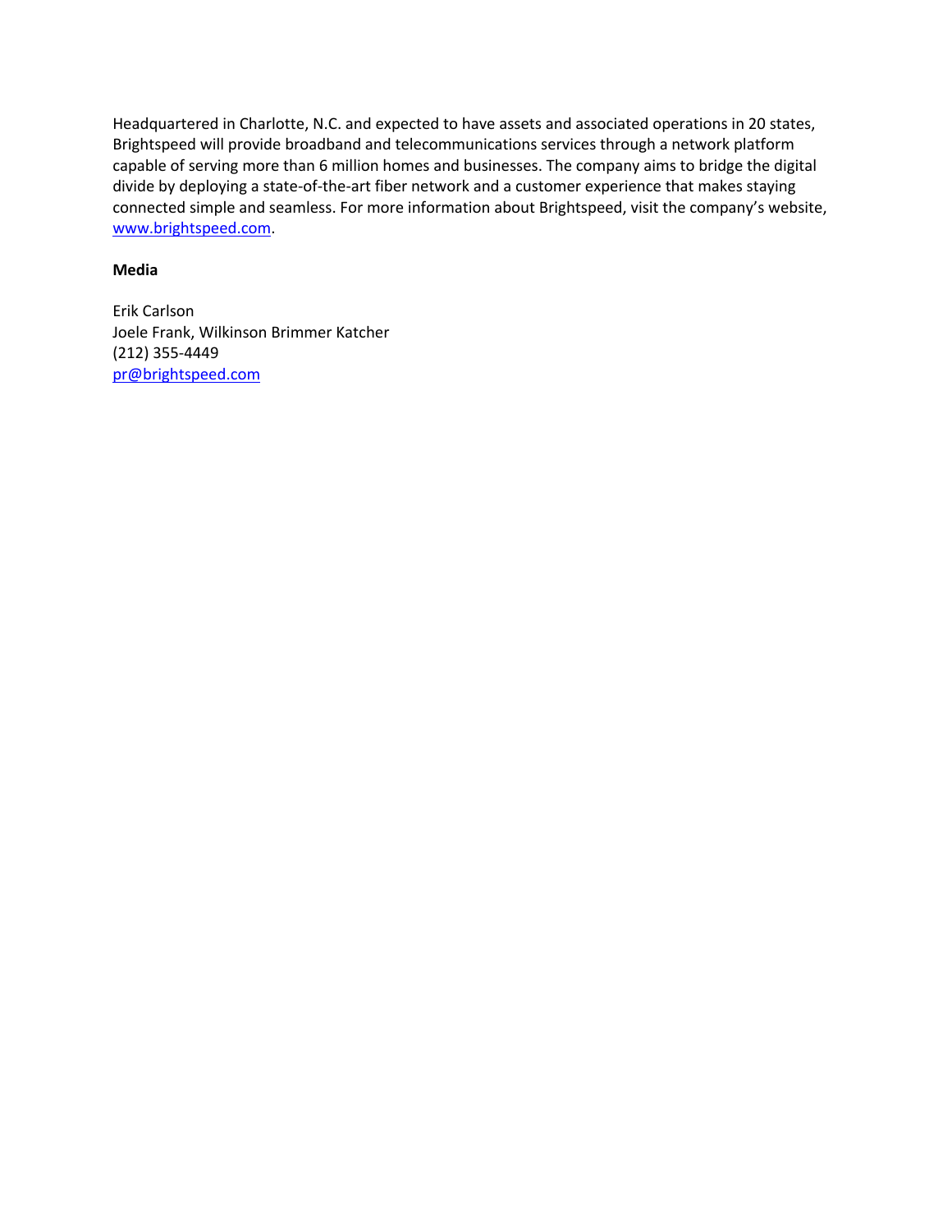Headquartered in Charlotte, N.C. and expected to have assets and associated operations in 20 states, Brightspeed will provide broadband and telecommunications services through a network platform capable of serving more than 6 million homes and businesses. The company aims to bridge the digital divide by deploying a state-of-the-art fiber network and a customer experience that makes staying connected simple and seamless. For more information about Brightspeed, visit the company's website, www.brightspeed.com.

**Media**

Erik Carlson
Joele Frank, Wilkinson Brimmer Katcher
(212) 355-4449
pr@brightspeed.com